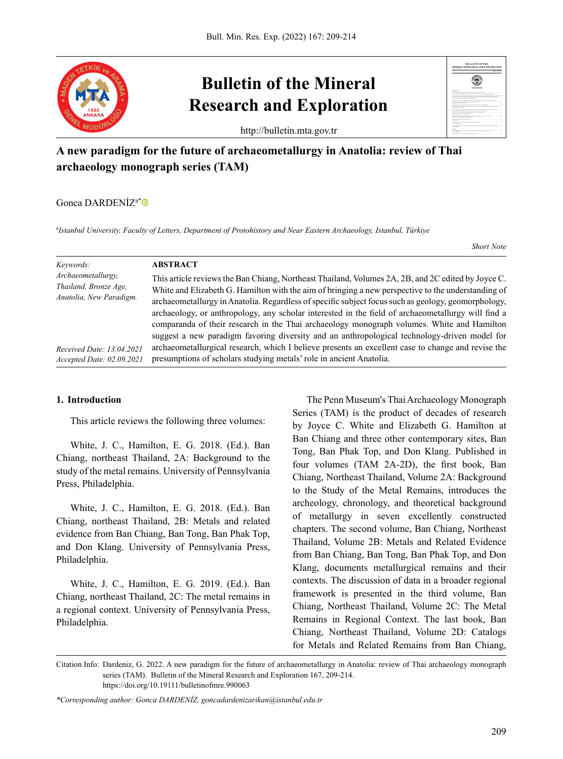# A new paradigm for the future of archaeometallurgy in Anatolia: review of Thai archaeology monograph series (TAM)

Gonca DARDENİZ[a*]

[a]*Istanbul University, Faculty of Letters, Department of Protohistory and Near Eastern Archaeology, Istanbul, Türkiye*

*Short Note*

*Keywords:*
*Archaeometallurgy, Thailand, Bronze Age, Anatolia, New Paradigm.*

*Received Date: 13.04.2021*
*Accepted Date: 02.09.2021*

**ABSTRACT**

This article reviews the Ban Chiang, Northeast Thailand, Volumes 2A, 2B, and 2C edited by Joyce C. White and Elizabeth G. Hamilton with the aim of bringing a new perspective to the understanding of archaeometallurgy in Anatolia. Regardless of specific subject focus such as geology, geomorphology, archaeology, or anthropology, any scholar interested in the field of archaeometallurgy will find a comparanda of their research in the Thai archaeology monograph volumes. White and Hamilton suggest a new paradigm favoring diversity and an anthropological technology-driven model for archaeometallurgical research, which I believe presents an excellent case to change and revise the presumptions of scholars studying metals' role in ancient Anatolia.

## 1. Introduction

This article reviews the following three volumes:

White, J. C., Hamilton, E. G. 2018. (Ed.). Ban Chiang, northeast Thailand, 2A: Background to the study of the metal remains. University of Pennsylvania Press, Philadelphia.

White, J. C., Hamilton, E. G. 2018. (Ed.). Ban Chiang, northeast Thailand, 2B: Metals and related evidence from Ban Chiang, Ban Tong, Ban Phak Top, and Don Klang. University of Pennsylvania Press, Philadelphia.

White, J. C., Hamilton, E. G. 2019. (Ed.). Ban Chiang, northeast Thailand, 2C: The metal remains in a regional context. University of Pennsylvania Press, Philadelphia.

The Penn Museum's Thai Archaeology Monograph Series (TAM) is the product of decades of research by Joyce C. White and Elizabeth G. Hamilton at Ban Chiang and three other contemporary sites, Ban Tong, Ban Phak Top, and Don Klang. Published in four volumes (TAM 2A-2D), the first book, Ban Chiang, Northeast Thailand, Volume 2A: Background to the Study of the Metal Remains, introduces the archeology, chronology, and theoretical background of metallurgy in seven excellently constructed chapters. The second volume, Ban Chiang, Northeast Thailand, Volume 2B: Metals and Related Evidence from Ban Chiang, Ban Tong, Ban Phak Top, and Don Klang, documents metallurgical remains and their contexts. The discussion of data in a broader regional framework is presented in the third volume, Ban Chiang, Northeast Thailand, Volume 2C: The Metal Remains in Regional Context. The last book, Ban Chiang, Northeast Thailand, Volume 2D: Catalogs for Metals and Related Remains from Ban Chiang,

Citation Info: Dardeniz, G. 2022. A new paradigm for the future of archaeometallurgy in Anatolia: review of Thai archaeology monograph series (TAM). Bulletin of the Mineral Research and Exploration 167, 209-214. https://doi.org/10.19111/bulletinofmre.990063

*\*Corresponding author: Gonca DARDENİZ, goncadardenizarikan@istanbul.edu.tr*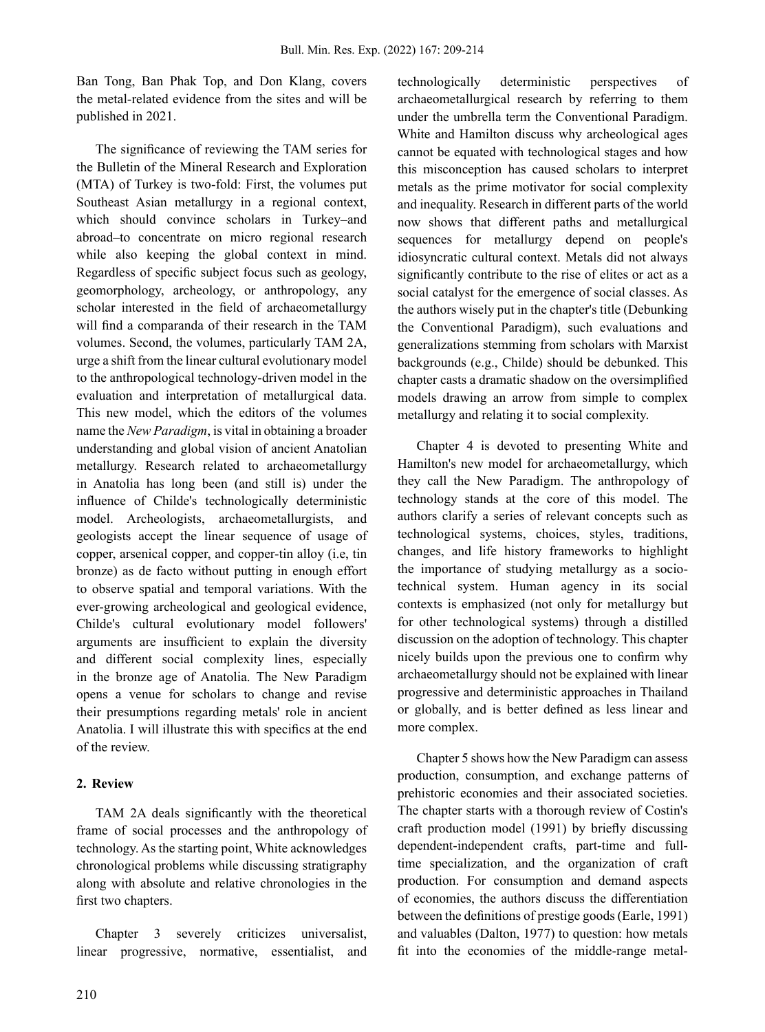Ban Tong, Ban Phak Top, and Don Klang, covers the metal-related evidence from the sites and will be published in 2021.

The significance of reviewing the TAM series for the Bulletin of the Mineral Research and Exploration (MTA) of Turkey is two-fold: First, the volumes put Southeast Asian metallurgy in a regional context, which should convince scholars in Turkey–and abroad–to concentrate on micro regional research while also keeping the global context in mind. Regardless of specific subject focus such as geology, geomorphology, archeology, or anthropology, any scholar interested in the field of archaeometallurgy will find a comparanda of their research in the TAM volumes. Second, the volumes, particularly TAM 2A, urge a shift from the linear cultural evolutionary model to the anthropological technology-driven model in the evaluation and interpretation of metallurgical data. This new model, which the editors of the volumes name the *New Paradigm*, is vital in obtaining a broader understanding and global vision of ancient Anatolian metallurgy. Research related to archaeometallurgy in Anatolia has long been (and still is) under the influence of Childe's technologically deterministic model. Archeologists, archaeometallurgists, and geologists accept the linear sequence of usage of copper, arsenical copper, and copper-tin alloy (i.e, tin bronze) as de facto without putting in enough effort to observe spatial and temporal variations. With the ever-growing archeological and geological evidence, Childe's cultural evolutionary model followers' arguments are insufficient to explain the diversity and different social complexity lines, especially in the bronze age of Anatolia. The New Paradigm opens a venue for scholars to change and revise their presumptions regarding metals' role in ancient Anatolia. I will illustrate this with specifics at the end of the review.

## 2. Review

TAM 2A deals significantly with the theoretical frame of social processes and the anthropology of technology. As the starting point, White acknowledges chronological problems while discussing stratigraphy along with absolute and relative chronologies in the first two chapters.

Chapter 3 severely criticizes universalist, linear progressive, normative, essentialist, and technologically deterministic perspectives of archaeometallurgical research by referring to them under the umbrella term the Conventional Paradigm. White and Hamilton discuss why archeological ages cannot be equated with technological stages and how this misconception has caused scholars to interpret metals as the prime motivator for social complexity and inequality. Research in different parts of the world now shows that different paths and metallurgical sequences for metallurgy depend on people's idiosyncratic cultural context. Metals did not always significantly contribute to the rise of elites or act as a social catalyst for the emergence of social classes. As the authors wisely put in the chapter's title (Debunking the Conventional Paradigm), such evaluations and generalizations stemming from scholars with Marxist backgrounds (e.g., Childe) should be debunked. This chapter casts a dramatic shadow on the oversimplified models drawing an arrow from simple to complex metallurgy and relating it to social complexity.

Chapter 4 is devoted to presenting White and Hamilton's new model for archaeometallurgy, which they call the New Paradigm. The anthropology of technology stands at the core of this model. The authors clarify a series of relevant concepts such as technological systems, choices, styles, traditions, changes, and life history frameworks to highlight the importance of studying metallurgy as a socio-technical system. Human agency in its social contexts is emphasized (not only for metallurgy but for other technological systems) through a distilled discussion on the adoption of technology. This chapter nicely builds upon the previous one to confirm why archaeometallurgy should not be explained with linear progressive and deterministic approaches in Thailand or globally, and is better defined as less linear and more complex.

Chapter 5 shows how the New Paradigm can assess production, consumption, and exchange patterns of prehistoric economies and their associated societies. The chapter starts with a thorough review of Costin's craft production model (1991) by briefly discussing dependent-independent crafts, part-time and full-time specialization, and the organization of craft production. For consumption and demand aspects of economies, the authors discuss the differentiation between the definitions of prestige goods (Earle, 1991) and valuables (Dalton, 1977) to question: how metals fit into the economies of the middle-range metal-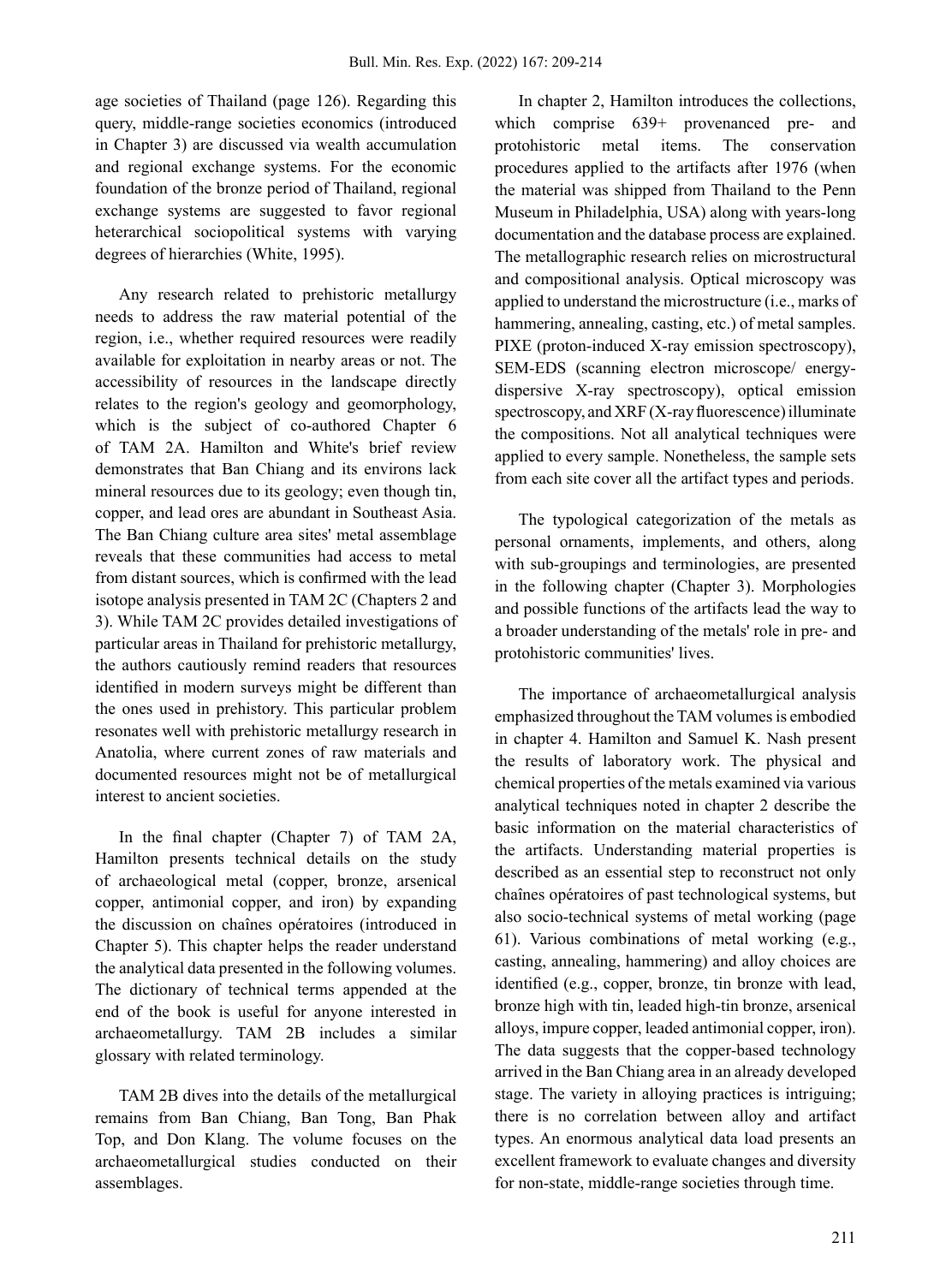age societies of Thailand (page 126). Regarding this query, middle-range societies economics (introduced in Chapter 3) are discussed via wealth accumulation and regional exchange systems. For the economic foundation of the bronze period of Thailand, regional exchange systems are suggested to favor regional heterarchical sociopolitical systems with varying degrees of hierarchies (White, 1995).

Any research related to prehistoric metallurgy needs to address the raw material potential of the region, i.e., whether required resources were readily available for exploitation in nearby areas or not. The accessibility of resources in the landscape directly relates to the region's geology and geomorphology, which is the subject of co-authored Chapter 6 of TAM 2A. Hamilton and White's brief review demonstrates that Ban Chiang and its environs lack mineral resources due to its geology; even though tin, copper, and lead ores are abundant in Southeast Asia. The Ban Chiang culture area sites' metal assemblage reveals that these communities had access to metal from distant sources, which is confirmed with the lead isotope analysis presented in TAM 2C (Chapters 2 and 3). While TAM 2C provides detailed investigations of particular areas in Thailand for prehistoric metallurgy, the authors cautiously remind readers that resources identified in modern surveys might be different than the ones used in prehistory. This particular problem resonates well with prehistoric metallurgy research in Anatolia, where current zones of raw materials and documented resources might not be of metallurgical interest to ancient societies.

In the final chapter (Chapter 7) of TAM 2A, Hamilton presents technical details on the study of archaeological metal (copper, bronze, arsenical copper, antimonial copper, and iron) by expanding the discussion on chaînes opératoires (introduced in Chapter 5). This chapter helps the reader understand the analytical data presented in the following volumes. The dictionary of technical terms appended at the end of the book is useful for anyone interested in archaeometallurgy. TAM 2B includes a similar glossary with related terminology.

TAM 2B dives into the details of the metallurgical remains from Ban Chiang, Ban Tong, Ban Phak Top, and Don Klang. The volume focuses on the archaeometallurgical studies conducted on their assemblages.

In chapter 2, Hamilton introduces the collections, which comprise 639+ provenanced pre- and protohistoric metal items. The conservation procedures applied to the artifacts after 1976 (when the material was shipped from Thailand to the Penn Museum in Philadelphia, USA) along with years-long documentation and the database process are explained. The metallographic research relies on microstructural and compositional analysis. Optical microscopy was applied to understand the microstructure (i.e., marks of hammering, annealing, casting, etc.) of metal samples. PIXE (proton-induced X-ray emission spectroscopy), SEM-EDS (scanning electron microscope/ energy-dispersive X-ray spectroscopy), optical emission spectroscopy, and XRF (X-ray fluorescence) illuminate the compositions. Not all analytical techniques were applied to every sample. Nonetheless, the sample sets from each site cover all the artifact types and periods.

The typological categorization of the metals as personal ornaments, implements, and others, along with sub-groupings and terminologies, are presented in the following chapter (Chapter 3). Morphologies and possible functions of the artifacts lead the way to a broader understanding of the metals' role in pre- and protohistoric communities' lives.

The importance of archaeometallurgical analysis emphasized throughout the TAM volumes is embodied in chapter 4. Hamilton and Samuel K. Nash present the results of laboratory work. The physical and chemical properties of the metals examined via various analytical techniques noted in chapter 2 describe the basic information on the material characteristics of the artifacts. Understanding material properties is described as an essential step to reconstruct not only chaînes opératoires of past technological systems, but also socio-technical systems of metal working (page 61). Various combinations of metal working (e.g., casting, annealing, hammering) and alloy choices are identified (e.g., copper, bronze, tin bronze with lead, bronze high with tin, leaded high-tin bronze, arsenical alloys, impure copper, leaded antimonial copper, iron). The data suggests that the copper-based technology arrived in the Ban Chiang area in an already developed stage. The variety in alloying practices is intriguing; there is no correlation between alloy and artifact types. An enormous analytical data load presents an excellent framework to evaluate changes and diversity for non-state, middle-range societies through time.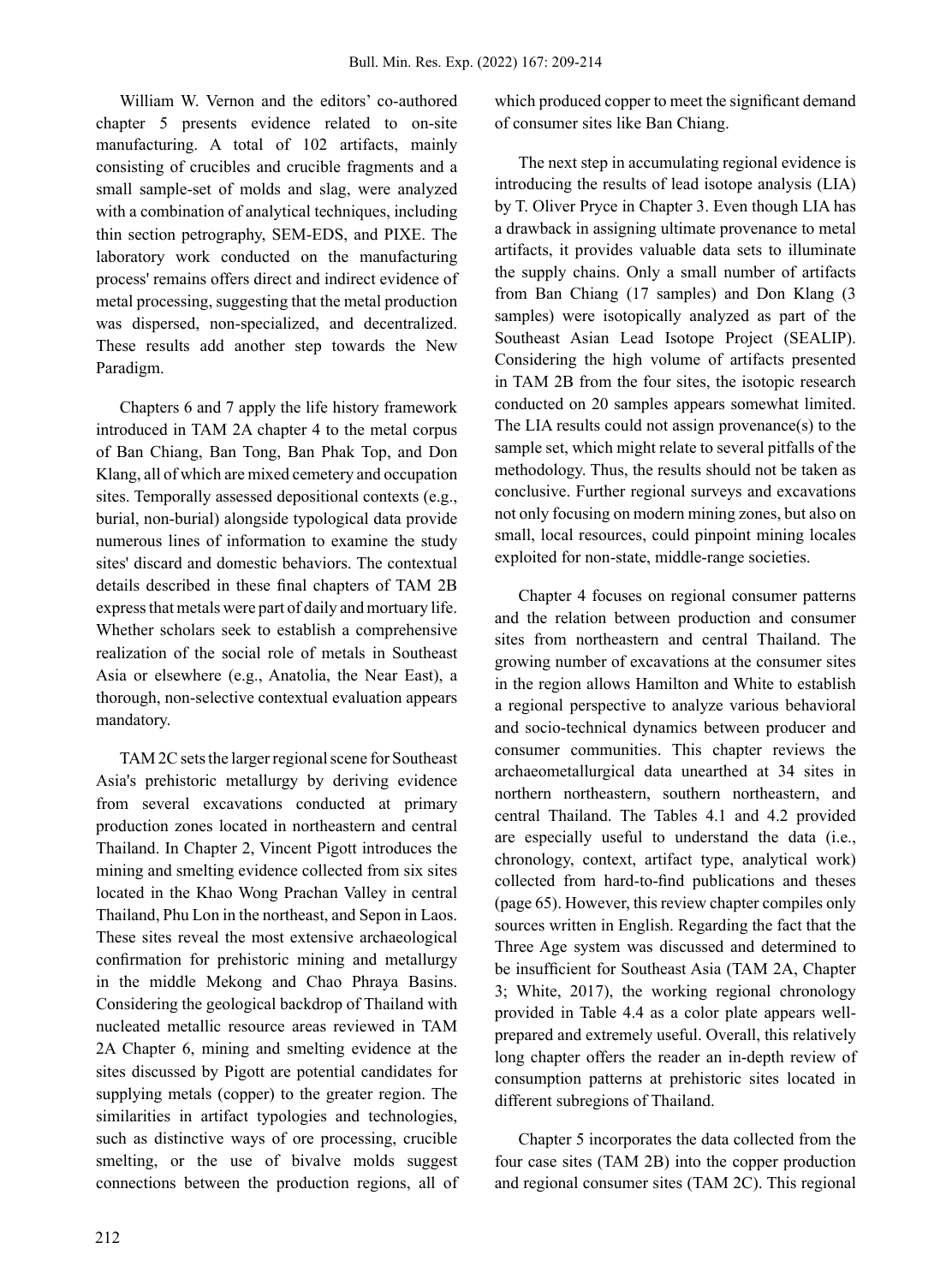William W. Vernon and the editors' co-authored chapter 5 presents evidence related to on-site manufacturing. A total of 102 artifacts, mainly consisting of crucibles and crucible fragments and a small sample-set of molds and slag, were analyzed with a combination of analytical techniques, including thin section petrography, SEM-EDS, and PIXE. The laboratory work conducted on the manufacturing process' remains offers direct and indirect evidence of metal processing, suggesting that the metal production was dispersed, non-specialized, and decentralized. These results add another step towards the New Paradigm.

Chapters 6 and 7 apply the life history framework introduced in TAM 2A chapter 4 to the metal corpus of Ban Chiang, Ban Tong, Ban Phak Top, and Don Klang, all of which are mixed cemetery and occupation sites. Temporally assessed depositional contexts (e.g., burial, non-burial) alongside typological data provide numerous lines of information to examine the study sites' discard and domestic behaviors. The contextual details described in these final chapters of TAM 2B express that metals were part of daily and mortuary life. Whether scholars seek to establish a comprehensive realization of the social role of metals in Southeast Asia or elsewhere (e.g., Anatolia, the Near East), a thorough, non-selective contextual evaluation appears mandatory.

TAM 2C sets the larger regional scene for Southeast Asia's prehistoric metallurgy by deriving evidence from several excavations conducted at primary production zones located in northeastern and central Thailand. In Chapter 2, Vincent Pigott introduces the mining and smelting evidence collected from six sites located in the Khao Wong Prachan Valley in central Thailand, Phu Lon in the northeast, and Sepon in Laos. These sites reveal the most extensive archaeological confirmation for prehistoric mining and metallurgy in the middle Mekong and Chao Phraya Basins. Considering the geological backdrop of Thailand with nucleated metallic resource areas reviewed in TAM 2A Chapter 6, mining and smelting evidence at the sites discussed by Pigott are potential candidates for supplying metals (copper) to the greater region. The similarities in artifact typologies and technologies, such as distinctive ways of ore processing, crucible smelting, or the use of bivalve molds suggest connections between the production regions, all of which produced copper to meet the significant demand of consumer sites like Ban Chiang.

The next step in accumulating regional evidence is introducing the results of lead isotope analysis (LIA) by T. Oliver Pryce in Chapter 3. Even though LIA has a drawback in assigning ultimate provenance to metal artifacts, it provides valuable data sets to illuminate the supply chains. Only a small number of artifacts from Ban Chiang (17 samples) and Don Klang (3 samples) were isotopically analyzed as part of the Southeast Asian Lead Isotope Project (SEALIP). Considering the high volume of artifacts presented in TAM 2B from the four sites, the isotopic research conducted on 20 samples appears somewhat limited. The LIA results could not assign provenance(s) to the sample set, which might relate to several pitfalls of the methodology. Thus, the results should not be taken as conclusive. Further regional surveys and excavations not only focusing on modern mining zones, but also on small, local resources, could pinpoint mining locales exploited for non-state, middle-range societies.

Chapter 4 focuses on regional consumer patterns and the relation between production and consumer sites from northeastern and central Thailand. The growing number of excavations at the consumer sites in the region allows Hamilton and White to establish a regional perspective to analyze various behavioral and socio-technical dynamics between producer and consumer communities. This chapter reviews the archaeometallurgical data unearthed at 34 sites in northern northeastern, southern northeastern, and central Thailand. The Tables 4.1 and 4.2 provided are especially useful to understand the data (i.e., chronology, context, artifact type, analytical work) collected from hard-to-find publications and theses (page 65). However, this review chapter compiles only sources written in English. Regarding the fact that the Three Age system was discussed and determined to be insufficient for Southeast Asia (TAM 2A, Chapter 3; White, 2017), the working regional chronology provided in Table 4.4 as a color plate appears well-prepared and extremely useful. Overall, this relatively long chapter offers the reader an in-depth review of consumption patterns at prehistoric sites located in different subregions of Thailand.

Chapter 5 incorporates the data collected from the four case sites (TAM 2B) into the copper production and regional consumer sites (TAM 2C). This regional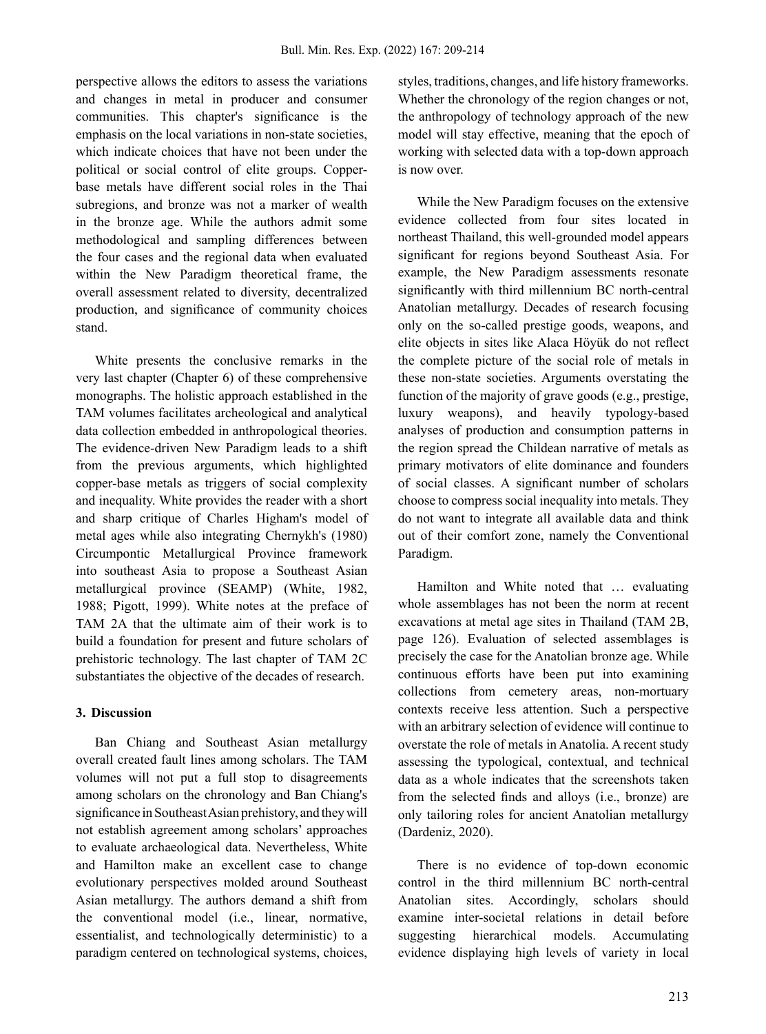perspective allows the editors to assess the variations and changes in metal in producer and consumer communities. This chapter's significance is the emphasis on the local variations in non-state societies, which indicate choices that have not been under the political or social control of elite groups. Copper-base metals have different social roles in the Thai subregions, and bronze was not a marker of wealth in the bronze age. While the authors admit some methodological and sampling differences between the four cases and the regional data when evaluated within the New Paradigm theoretical frame, the overall assessment related to diversity, decentralized production, and significance of community choices stand.

White presents the conclusive remarks in the very last chapter (Chapter 6) of these comprehensive monographs. The holistic approach established in the TAM volumes facilitates archeological and analytical data collection embedded in anthropological theories. The evidence-driven New Paradigm leads to a shift from the previous arguments, which highlighted copper-base metals as triggers of social complexity and inequality. White provides the reader with a short and sharp critique of Charles Higham's model of metal ages while also integrating Chernykh's (1980) Circumpontic Metallurgical Province framework into southeast Asia to propose a Southeast Asian metallurgical province (SEAMP) (White, 1982, 1988; Pigott, 1999). White notes at the preface of TAM 2A that the ultimate aim of their work is to build a foundation for present and future scholars of prehistoric technology. The last chapter of TAM 2C substantiates the objective of the decades of research.

## 3. Discussion

Ban Chiang and Southeast Asian metallurgy overall created fault lines among scholars. The TAM volumes will not put a full stop to disagreements among scholars on the chronology and Ban Chiang's significance in Southeast Asian prehistory, and they will not establish agreement among scholars' approaches to evaluate archaeological data. Nevertheless, White and Hamilton make an excellent case to change evolutionary perspectives molded around Southeast Asian metallurgy. The authors demand a shift from the conventional model (i.e., linear, normative, essentialist, and technologically deterministic) to a paradigm centered on technological systems, choices, styles, traditions, changes, and life history frameworks. Whether the chronology of the region changes or not, the anthropology of technology approach of the new model will stay effective, meaning that the epoch of working with selected data with a top-down approach is now over.

While the New Paradigm focuses on the extensive evidence collected from four sites located in northeast Thailand, this well-grounded model appears significant for regions beyond Southeast Asia. For example, the New Paradigm assessments resonate significantly with third millennium BC north-central Anatolian metallurgy. Decades of research focusing only on the so-called prestige goods, weapons, and elite objects in sites like Alaca Höyük do not reflect the complete picture of the social role of metals in these non-state societies. Arguments overstating the function of the majority of grave goods (e.g., prestige, luxury weapons), and heavily typology-based analyses of production and consumption patterns in the region spread the Childean narrative of metals as primary motivators of elite dominance and founders of social classes. A significant number of scholars choose to compress social inequality into metals. They do not want to integrate all available data and think out of their comfort zone, namely the Conventional Paradigm.

Hamilton and White noted that … evaluating whole assemblages has not been the norm at recent excavations at metal age sites in Thailand (TAM 2B, page 126). Evaluation of selected assemblages is precisely the case for the Anatolian bronze age. While continuous efforts have been put into examining collections from cemetery areas, non-mortuary contexts receive less attention. Such a perspective with an arbitrary selection of evidence will continue to overstate the role of metals in Anatolia. A recent study assessing the typological, contextual, and technical data as a whole indicates that the screenshots taken from the selected finds and alloys (i.e., bronze) are only tailoring roles for ancient Anatolian metallurgy (Dardeniz, 2020).

There is no evidence of top-down economic control in the third millennium BC north-central Anatolian sites. Accordingly, scholars should examine inter-societal relations in detail before suggesting hierarchical models. Accumulating evidence displaying high levels of variety in local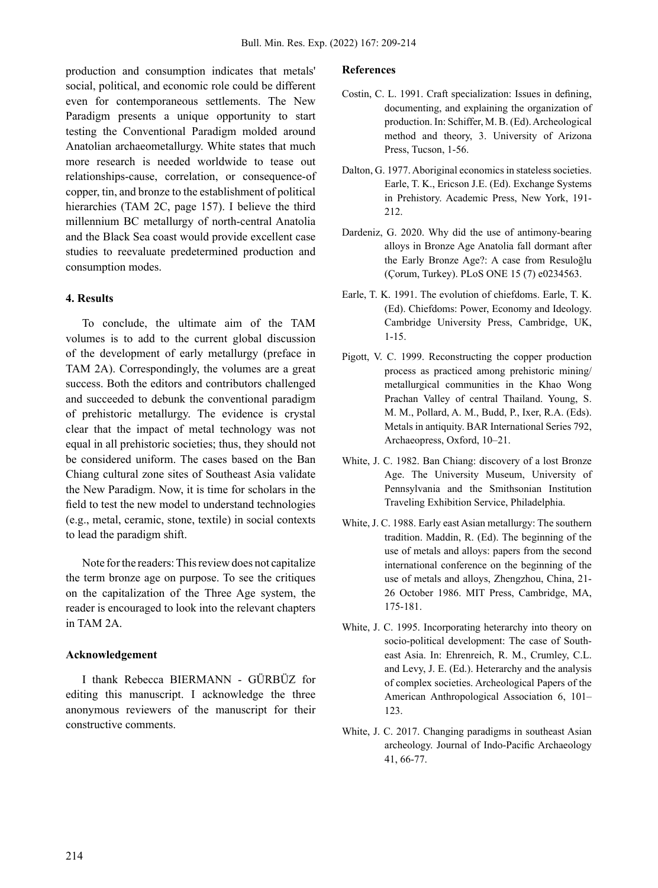production and consumption indicates that metals' social, political, and economic role could be different even for contemporaneous settlements. The New Paradigm presents a unique opportunity to start testing the Conventional Paradigm molded around Anatolian archaeometallurgy. White states that much more research is needed worldwide to tease out relationships-cause, correlation, or consequence-of copper, tin, and bronze to the establishment of political hierarchies (TAM 2C, page 157). I believe the third millennium BC metallurgy of north-central Anatolia and the Black Sea coast would provide excellent case studies to reevaluate predetermined production and consumption modes.

## 4. Results

To conclude, the ultimate aim of the TAM volumes is to add to the current global discussion of the development of early metallurgy (preface in TAM 2A). Correspondingly, the volumes are a great success. Both the editors and contributors challenged and succeeded to debunk the conventional paradigm of prehistoric metallurgy. The evidence is crystal clear that the impact of metal technology was not equal in all prehistoric societies; thus, they should not be considered uniform. The cases based on the Ban Chiang cultural zone sites of Southeast Asia validate the New Paradigm. Now, it is time for scholars in the field to test the new model to understand technologies (e.g., metal, ceramic, stone, textile) in social contexts to lead the paradigm shift.

Note for the readers: This review does not capitalize the term bronze age on purpose. To see the critiques on the capitalization of the Three Age system, the reader is encouraged to look into the relevant chapters in TAM 2A.

## Acknowledgement

I thank Rebecca BIERMANN - GÜRBÜZ for editing this manuscript. I acknowledge the three anonymous reviewers of the manuscript for their constructive comments.

## References

Costin, C. L. 1991. Craft specialization: Issues in defining, documenting, and explaining the organization of production. In: Schiffer, M. B. (Ed). Archeological method and theory, 3. University of Arizona Press, Tucson, 1-56.

Dalton, G. 1977. Aboriginal economics in stateless societies. Earle, T. K., Ericson J.E. (Ed). Exchange Systems in Prehistory. Academic Press, New York, 191-212.

Dardeniz, G. 2020. Why did the use of antimony-bearing alloys in Bronze Age Anatolia fall dormant after the Early Bronze Age?: A case from Resuloğlu (Çorum, Turkey). PLoS ONE 15 (7) e0234563.

Earle, T. K. 1991. The evolution of chiefdoms. Earle, T. K. (Ed). Chiefdoms: Power, Economy and Ideology. Cambridge University Press, Cambridge, UK, 1-15.

Pigott, V. C. 1999. Reconstructing the copper production process as practiced among prehistoric mining/metallurgical communities in the Khao Wong Prachan Valley of central Thailand. Young, S. M. M., Pollard, A. M., Budd, P., Ixer, R.A. (Eds). Metals in antiquity. BAR International Series 792, Archaepress, Oxford, 10–21.

White, J. C. 1982. Ban Chiang: discovery of a lost Bronze Age. The University Museum, University of Pennsylvania and the Smithsonian Institution Traveling Exhibition Service, Philadelphia.

White, J. C. 1988. Early east Asian metallurgy: The southern tradition. Maddin, R. (Ed). The beginning of the use of metals and alloys: papers from the second international conference on the beginning of the use of metals and alloys, Zhengzhou, China, 21-26 October 1986. MIT Press, Cambridge, MA, 175-181.

White, J. C. 1995. Incorporating heterarchy into theory on socio-political development: The case of South-east Asia. In: Ehrenreich, R. M., Crumley, C.L. and Levy, J. E. (Ed.). Heterarchy and the analysis of complex societies. Archeological Papers of the American Anthropological Association 6, 101–123.

White, J. C. 2017. Changing paradigms in southeast Asian archeology. Journal of Indo-Pacific Archaeology 41, 66-77.